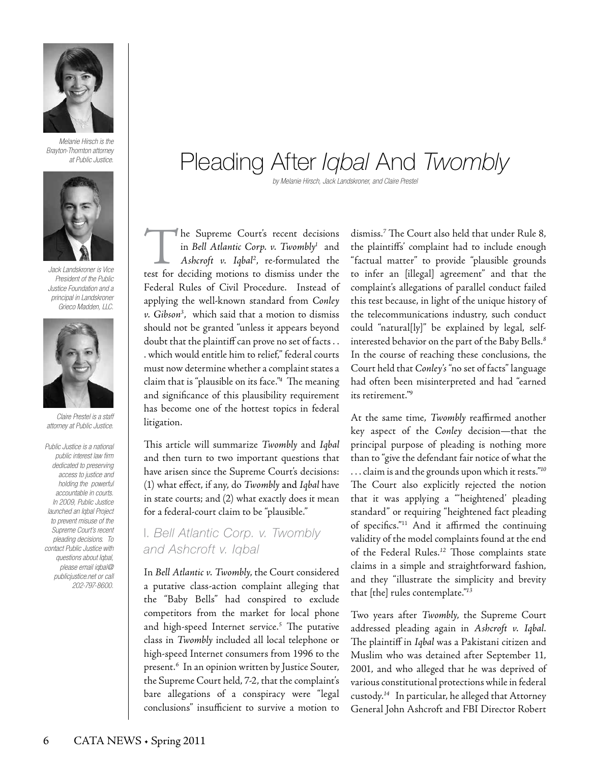# Pleading After *Iqbal* And *Twombly*

*by Melanie Hirsch, Jack Landskroner, and Claire Prestel*

*Melanie Hirsch is the Brayton-Thornton attorney at Public Justice.*

*Jack Landskroner is Vice President of the Public Justice Foundation and a principal in Landskroner Grieco Madden, LLC.*

*Claire Prestel is a staff attorney at Public Justice.*

*Public Justice is a national public interest law firm dedicated to preserving access to justice and holding the powerful accountable in courts. In 2009, Public Justice launched an Iqbal Project to prevent misuse of the Supreme Court's recent pleading decisions. To contact Public Justice with questions about Iqbal, please email iqbal@publicjustice.net or call 202-797-8600.*

The Supreme Court's recent decisions in *Bell Atlantic Corp. v. Twombly*[1] and *Ashcroft v. Iqbal*[2], re-formulated the test for deciding motions to dismiss under the Federal Rules of Civil Procedure. Instead of applying the well-known standard from *Conley v. Gibson*[3], which said that a motion to dismiss should not be granted "unless it appears beyond doubt that the plaintiff can prove no set of facts . . . which would entitle him to relief," federal courts must now determine whether a complaint states a claim that is "plausible on its face."[4] The meaning and significance of this plausibility requirement has become one of the hottest topics in federal litigation.

This article will summarize *Twombly* and *Iqbal* and then turn to two important questions that have arisen since the Supreme Court's decisions: (1) what effect, if any, do *Twombly* and *Iqbal* have in state courts; and (2) what exactly does it mean for a federal-court claim to be "plausible."

## I. *Bell Atlantic Corp. v. Twombly and Ashcroft v. Iqbal*

In *Bell Atlantic v. Twombly*, the Court considered a putative class-action complaint alleging that the "Baby Bells" had conspired to exclude competitors from the market for local phone and high-speed Internet service.[5] The putative class in *Twombly* included all local telephone or high-speed Internet consumers from 1996 to the present.[6] In an opinion written by Justice Souter, the Supreme Court held, 7-2, that the complaint's bare allegations of a conspiracy were "legal conclusions" insufficient to survive a motion to dismiss.[7] The Court also held that under Rule 8, the plaintiffs' complaint had to include enough "factual matter" to provide "plausible grounds to infer an [illegal] agreement" and that the complaint's allegations of parallel conduct failed this test because, in light of the unique history of the telecommunications industry, such conduct could "natural[ly]" be explained by legal, self-interested behavior on the part of the Baby Bells.[8] In the course of reaching these conclusions, the Court held that *Conley's* "no set of facts" language had often been misinterpreted and had "earned its retirement."[9]

At the same time, *Twombly* reaffirmed another key aspect of the *Conley* decision—that the principal purpose of pleading is nothing more than to "give the defendant fair notice of what the . . . claim is and the grounds upon which it rests."[10] The Court also explicitly rejected the notion that it was applying a "'heightened' pleading standard" or requiring "heightened fact pleading of specifics."[11] And it affirmed the continuing validity of the model complaints found at the end of the Federal Rules.[12] Those complaints state claims in a simple and straightforward fashion, and they "illustrate the simplicity and brevity that [the] rules contemplate."[13]

Two years after *Twombly*, the Supreme Court addressed pleading again in *Ashcroft v. Iqbal*. The plaintiff in *Iqbal* was a Pakistani citizen and Muslim who was detained after September 11, 2001, and who alleged that he was deprived of various constitutional protections while in federal custody.[14] In particular, he alleged that Attorney General John Ashcroft and FBI Director Robert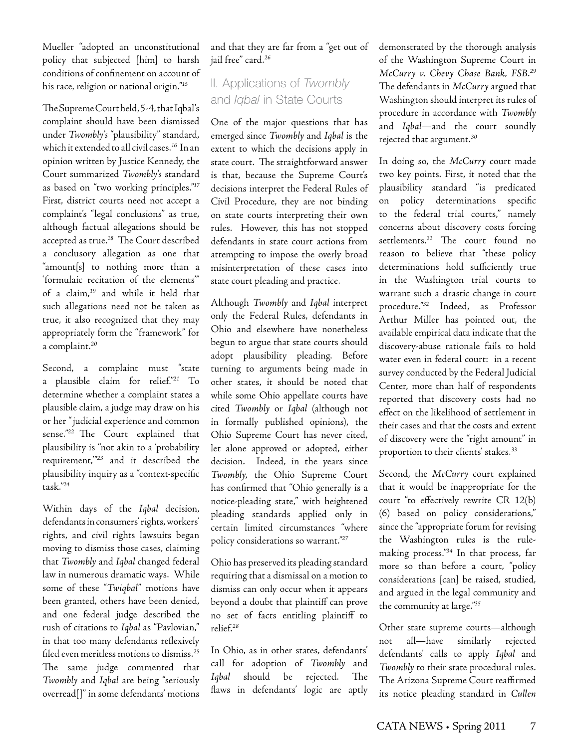Mueller "adopted an unconstitutional policy that subjected [him] to harsh conditions of confinement on account of his race, religion or national origin."[15]

The Supreme Court held, 5-4, that Iqbal's complaint should have been dismissed under *Twombly's* "plausibility" standard, which it extended to all civil cases.[16] In an opinion written by Justice Kennedy, the Court summarized *Twombly's* standard as based on "two working principles."[17] First, district courts need not accept a complaint's "legal conclusions" as true, although factual allegations should be accepted as true.[18] The Court described a conclusory allegation as one that "amount[s] to nothing more than a 'formulaic recitation of the elements'" of a claim,[19] and while it held that such allegations need not be taken as true, it also recognized that they may appropriately form the "framework" for a complaint.[20]

Second, a complaint must "state a plausible claim for relief."[21] To determine whether a complaint states a plausible claim, a judge may draw on his or her "judicial experience and common sense."[22] The Court explained that plausibility is "not akin to a 'probability requirement,'"[23] and it described the plausibility inquiry as a "context-specific task."[24]

Within days of the *Iqbal* decision, defendants in consumers' rights, workers' rights, and civil rights lawsuits began moving to dismiss those cases, claiming that *Twombly* and *Iqbal* changed federal law in numerous dramatic ways. While some of these "*Twiqbal*" motions have been granted, others have been denied, and one federal judge described the rush of citations to *Iqbal* as "Pavlovian," in that too many defendants reflexively filed even meritless motions to dismiss.[25] The same judge commented that *Twombly* and *Iqbal* are being "seriously overread[]" in some defendants' motions and that they are far from a "get out of jail free" card.[26]

## II. Applications of *Twombly* and *Iqbal* in State Courts

One of the major questions that has emerged since *Twombly* and *Iqbal* is the extent to which the decisions apply in state court. The straightforward answer is that, because the Supreme Court's decisions interpret the Federal Rules of Civil Procedure, they are not binding on state courts interpreting their own rules. However, this has not stopped defendants in state court actions from attempting to impose the overly broad misinterpretation of these cases into state court pleading and practice.

Although *Twombly* and *Iqbal* interpret only the Federal Rules, defendants in Ohio and elsewhere have nonetheless begun to argue that state courts should adopt plausibility pleading. Before turning to arguments being made in other states, it should be noted that while some Ohio appellate courts have cited *Twombly* or *Iqbal* (although not in formally published opinions), the Ohio Supreme Court has never cited, let alone approved or adopted, either decision. Indeed, in the years since *Twombly*, the Ohio Supreme Court has confirmed that "Ohio generally is a notice-pleading state," with heightened pleading standards applied only in certain limited circumstances "where policy considerations so warrant."[27]

Ohio has preserved its pleading standard requiring that a dismissal on a motion to dismiss can only occur when it appears beyond a doubt that plaintiff can prove no set of facts entitling plaintiff to relief.[28]

In Ohio, as in other states, defendants' call for adoption of *Twombly* and *Iqbal* should be rejected. The flaws in defendants' logic are aptly demonstrated by the thorough analysis of the Washington Supreme Court in *McCurry v. Chevy Chase Bank, FSB*.[29] The defendants in *McCurry* argued that Washington should interpret its rules of procedure in accordance with *Twombly* and *Iqbal*—and the court soundly rejected that argument.[30]

In doing so, the *McCurry* court made two key points. First, it noted that the plausibility standard "is predicated on policy determinations specific to the federal trial courts," namely concerns about discovery costs forcing settlements.[31] The court found no reason to believe that "these policy determinations hold sufficiently true in the Washington trial courts to warrant such a drastic change in court procedure."[32] Indeed, as Professor Arthur Miller has pointed out, the available empirical data indicate that the discovery-abuse rationale fails to hold water even in federal court: in a recent survey conducted by the Federal Judicial Center, more than half of respondents reported that discovery costs had no effect on the likelihood of settlement in their cases and that the costs and extent of discovery were the "right amount" in proportion to their clients' stakes.[33]

Second, the *McCurry* court explained that it would be inappropriate for the court "to effectively rewrite CR 12(b)(6) based on policy considerations," since the "appropriate forum for revising the Washington rules is the rule-making process."[34] In that process, far more so than before a court, "policy considerations [can] be raised, studied, and argued in the legal community and the community at large."[35]

Other state supreme courts—although not all—have similarly rejected defendants' calls to apply *Iqbal* and *Twombly* to their state procedural rules. The Arizona Supreme Court reaffirmed its notice pleading standard in *Cullen*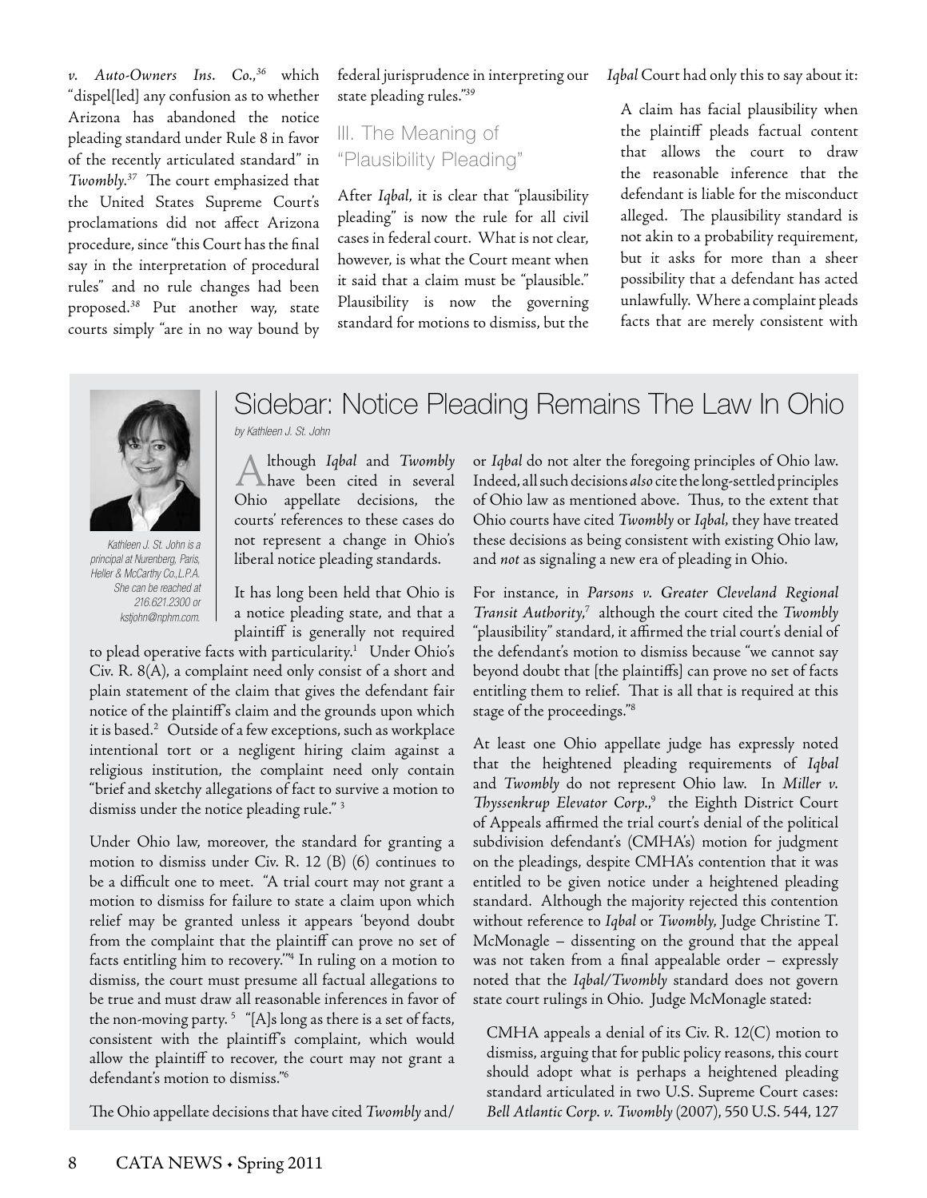*v. Auto-Owners Ins. Co.*,[36] which "dispel[led] any confusion as to whether Arizona has abandoned the notice pleading standard under Rule 8 in favor of the recently articulated standard" in *Twombly*.[37] The court emphasized that the United States Supreme Court's proclamations did not affect Arizona procedure, since "this Court has the final say in the interpretation of procedural rules" and no rule changes had been proposed.[38] Put another way, state courts simply "are in no way bound by federal jurisprudence in interpreting our state pleading rules."[39]

## III. The Meaning of "Plausibility Pleading"

After *Iqbal*, it is clear that "plausibility pleading" is now the rule for all civil cases in federal court. What is not clear, however, is what the Court meant when it said that a claim must be "plausible." Plausibility is now the governing standard for motions to dismiss, but the *Iqbal* Court had only this to say about it:

> A claim has facial plausibility when the plaintiff pleads factual content that allows the court to draw the reasonable inference that the defendant is liable for the misconduct alleged. The plausibility standard is not akin to a probability requirement, but it asks for more than a sheer possibility that a defendant has acted unlawfully. Where a complaint pleads facts that are merely consistent with

## Sidebar: Notice Pleading Remains The Law In Ohio

*by Kathleen J. St. John*

*Kathleen J. St. John is a principal at Nurenberg, Paris, Heller & McCarthy Co.,L.P.A. She can be reached at 216.621.2300 or kstjohn@nphm.com.*

Although *Iqbal* and *Twombly* have been cited in several Ohio appellate decisions, the courts' references to these cases do not represent a change in Ohio's liberal notice pleading standards.

It has long been held that Ohio is a notice pleading state, and that a plaintiff is generally not required to plead operative facts with particularity.[1] Under Ohio's Civ. R. 8(A), a complaint need only consist of a short and plain statement of the claim that gives the defendant fair notice of the plaintiff's claim and the grounds upon which it is based.[2] Outside of a few exceptions, such as workplace intentional tort or a negligent hiring claim against a religious institution, the complaint need only contain "brief and sketchy allegations of fact to survive a motion to dismiss under the notice pleading rule." [3]

Under Ohio law, moreover, the standard for granting a motion to dismiss under Civ. R. 12 (B) (6) continues to be a difficult one to meet. "A trial court may not grant a motion to dismiss for failure to state a claim upon which relief may be granted unless it appears 'beyond doubt from the complaint that the plaintiff can prove no set of facts entitling him to recovery.'"[4] In ruling on a motion to dismiss, the court must presume all factual allegations to be true and must draw all reasonable inferences in favor of the non-moving party. [5] "[A]s long as there is a set of facts, consistent with the plaintiff's complaint, which would allow the plaintiff to recover, the court may not grant a defendant's motion to dismiss."[6]

The Ohio appellate decisions that have cited *Twombly* and/or *Iqbal* do not alter the foregoing principles of Ohio law. Indeed, all such decisions *also* cite the long-settled principles of Ohio law as mentioned above. Thus, to the extent that Ohio courts have cited *Twombly* or *Iqbal*, they have treated these decisions as being consistent with existing Ohio law, and *not* as signaling a new era of pleading in Ohio.

For instance, in *Parsons v. Greater Cleveland Regional Transit Authority*,[7] although the court cited the *Twombly* "plausibility" standard, it affirmed the trial court's denial of the defendant's motion to dismiss because "we cannot say beyond doubt that [the plaintiffs] can prove no set of facts entitling them to relief. That is all that is required at this stage of the proceedings."[8]

At least one Ohio appellate judge has expressly noted that the heightened pleading requirements of *Iqbal* and *Twombly* do not represent Ohio law. In *Miller v. Thyssenkrup Elevator Corp.*,[9] the Eighth District Court of Appeals affirmed the trial court's denial of the political subdivision defendant's (CMHA's) motion for judgment on the pleadings, despite CMHA's contention that it was entitled to be given notice under a heightened pleading standard. Although the majority rejected this contention without reference to *Iqbal* or *Twombly*, Judge Christine T. McMonagle – dissenting on the ground that the appeal was not taken from a final appealable order – expressly noted that the *Iqbal/Twombly* standard does not govern state court rulings in Ohio. Judge McMonagle stated:

> CMHA appeals a denial of its Civ. R. 12(C) motion to dismiss, arguing that for public policy reasons, this court should adopt what is perhaps a heightened pleading standard articulated in two U.S. Supreme Court cases: *Bell Atlantic Corp. v. Twombly* (2007), 550 U.S. 544, 127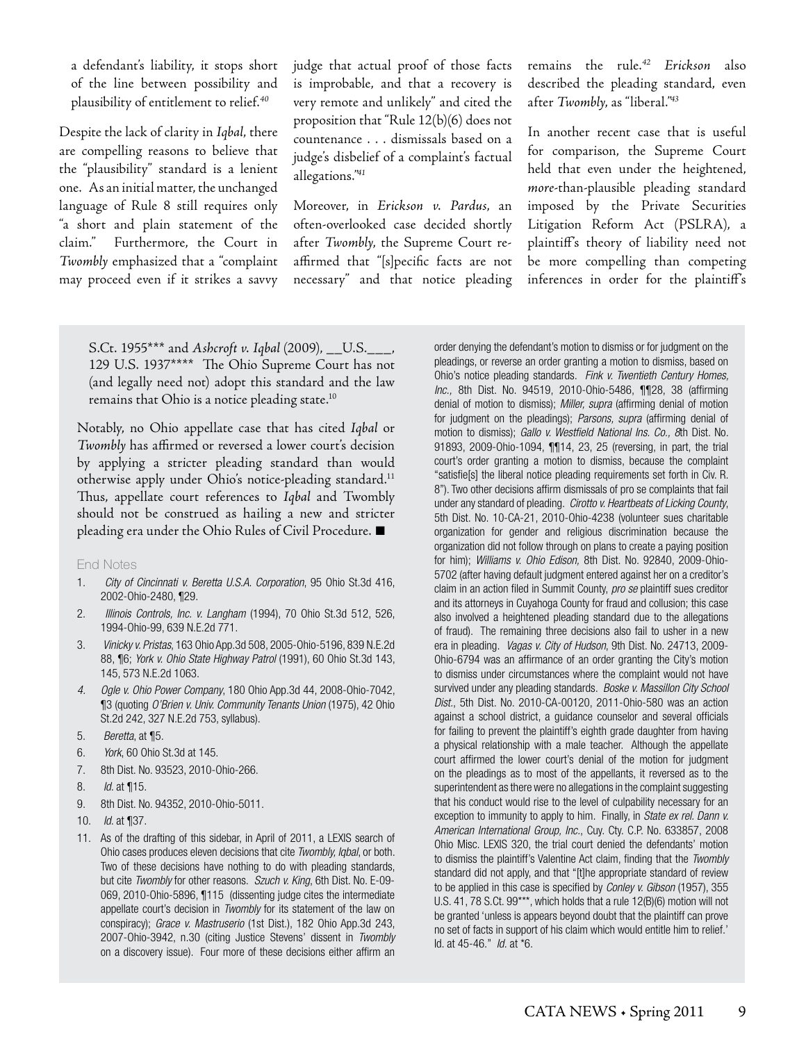a defendant's liability, it stops short of the line between possibility and plausibility of entitlement to relief.[40]

Despite the lack of clarity in *Iqbal*, there are compelling reasons to believe that the "plausibility" standard is a lenient one. As an initial matter, the unchanged language of Rule 8 still requires only "a short and plain statement of the claim." Furthermore, the Court in *Twombly* emphasized that a "complaint may proceed even if it strikes a savvy judge that actual proof of those facts is improbable, and that a recovery is very remote and unlikely" and cited the proposition that "Rule 12(b)(6) does not countenance . . . dismissals based on a judge's disbelief of a complaint's factual allegations."[41]

Moreover, in *Erickson v. Pardus*, an often-overlooked case decided shortly after *Twombly*, the Supreme Court re-affirmed that "[s]pecific facts are not necessary" and that notice pleading remains the rule.[42] *Erickson* also described the pleading standard, even after *Twombly*, as "liberal."[43]

In another recent case that is useful for comparison, the Supreme Court held that even under the heightened, *more*-than-plausible pleading standard imposed by the Private Securities Litigation Reform Act (PSLRA), a plaintiff's theory of liability need not be more compelling than competing inferences in order for the plaintiff's

S.Ct. 1955*** and *Ashcroft v. Iqbal* (2009), __U.S.___, 129 U.S. 1937**** The Ohio Supreme Court has not (and legally need not) adopt this standard and the law remains that Ohio is a notice pleading state.[10]

Notably, no Ohio appellate case that has cited *Iqbal* or *Twombly* has affirmed or reversed a lower court's decision by applying a stricter pleading standard than would otherwise apply under Ohio's notice-pleading standard.[11] Thus, appellate court references to *Iqbal* and Twombly should not be construed as hailing a new and stricter pleading era under the Ohio Rules of Civil Procedure. ■

### End Notes

1. *City of Cincinnati v. Beretta U.S.A. Corporation*, 95 Ohio St.3d 416, 2002-Ohio-2480, ¶29.
2. *Illinois Controls, Inc. v. Langham* (1994), 70 Ohio St.3d 512, 526, 1994-Ohio-99, 639 N.E.2d 771.
3. *Vinicky v. Pristas*, 163 Ohio App.3d 508, 2005-Ohio-5196, 839 N.E.2d 88, ¶6; *York v. Ohio State Highway Patrol* (1991), 60 Ohio St.3d 143, 145, 573 N.E.2d 1063.
4. *Ogle v. Ohio Power Company*, 180 Ohio App.3d 44, 2008-Ohio-7042, ¶3 (quoting *O'Brien v. Univ. Community Tenants Union* (1975), 42 Ohio St.2d 242, 327 N.E.2d 753, syllabus).
5. *Beretta*, at ¶5.
6. *York*, 60 Ohio St.3d at 145.
7. 8th Dist. No. 93523, 2010-Ohio-266.
8. *Id.* at ¶15.
9. 8th Dist. No. 94352, 2010-Ohio-5011.
10. *Id.* at ¶37.
11. As of the drafting of this sidebar, in April of 2011, a LEXIS search of Ohio cases produces eleven decisions that cite *Twombly, Iqbal*, or both. Two of these decisions have nothing to do with pleading standards, but cite *Twombly* for other reasons. *Szuch v. King*, 6th Dist. No. E-09-069, 2010-Ohio-5896, ¶115 (dissenting judge cites the intermediate appellate court's decision in *Twombly* for its statement of the law on conspiracy); *Grace v. Mastruserio* (1st Dist.), 182 Ohio App.3d 243, 2007-Ohio-3942, n.30 (citing Justice Stevens' dissent in *Twombly* on a discovery issue). Four more of these decisions either affirm an order denying the defendant's motion to dismiss or for judgment on the pleadings, or reverse an order granting a motion to dismiss, based on Ohio's notice pleading standards. *Fink v. Twentieth Century Homes, Inc.*, 8th Dist. No. 94519, 2010-Ohio-5486, ¶¶28, 38 (affirming denial of motion to dismiss); *Miller, supra* (affirming denial of motion for judgment on the pleadings); *Parsons, supra* (affirming denial of motion to dismiss); *Gallo v. Westfield National Ins. Co., 8*th Dist. No. 91893, 2009-Ohio-1094, ¶¶14, 23, 25 (reversing, in part, the trial court's order granting a motion to dismiss, because the complaint "satisfie[s] the liberal notice pleading requirements set forth in Civ. R. 8"). Two other decisions affirm dismissals of pro se complaints that fail under any standard of pleading. *Cirotto v. Heartbeats of Licking County*, 5th Dist. No. 10-CA-21, 2010-Ohio-4238 (volunteer sues charitable organization for gender and religious discrimination because the organization did not follow through on plans to create a paying position for him); *Williams v. Ohio Edison*, 8th Dist. No. 92840, 2009-Ohio-5702 (after having default judgment entered against her on a creditor's claim in an action filed in Summit County, *pro se* plaintiff sues creditor and its attorneys in Cuyahoga County for fraud and collusion; this case also involved a heightened pleading standard due to the allegations of fraud). The remaining three decisions also fail to usher in a new era in pleading. *Vagas v. City of Hudson*, 9th Dist. No. 24713, 2009-Ohio-6794 was an affirmance of an order granting the City's motion to dismiss under circumstances where the complaint would not have survived under any pleading standards. *Boske v. Massillon City School Dist.*, 5th Dist. No. 2010-CA-00120, 2011-Ohio-580 was an action against a school district, a guidance counselor and several officials for failing to prevent the plaintiff's eighth grade daughter from having a physical relationship with a male teacher. Although the appellate court affirmed the lower court's denial of the motion for judgment on the pleadings as to most of the appellants, it reversed as to the superintendent as there were no allegations in the complaint suggesting that his conduct would rise to the level of culpability necessary for an exception to immunity to apply to him. Finally, in *State ex rel. Dann v. American International Group, Inc.*, Cuy. Cty. C.P. No. 633857, 2008 Ohio Misc. LEXIS 320, the trial court denied the defendants' motion to dismiss the plaintiff's Valentine Act claim, finding that the *Twombly* standard did not apply, and that "[t]he appropriate standard of review to be applied in this case is specified by *Conley v. Gibson* (1957), 355 U.S. 41, 78 S.Ct. 99***, which holds that a rule 12(B)(6) motion will not be granted 'unless is appears beyond doubt that the plaintiff can prove no set of facts in support of his claim which would entitle him to relief.' Id. at 45-46." *Id.* at *6.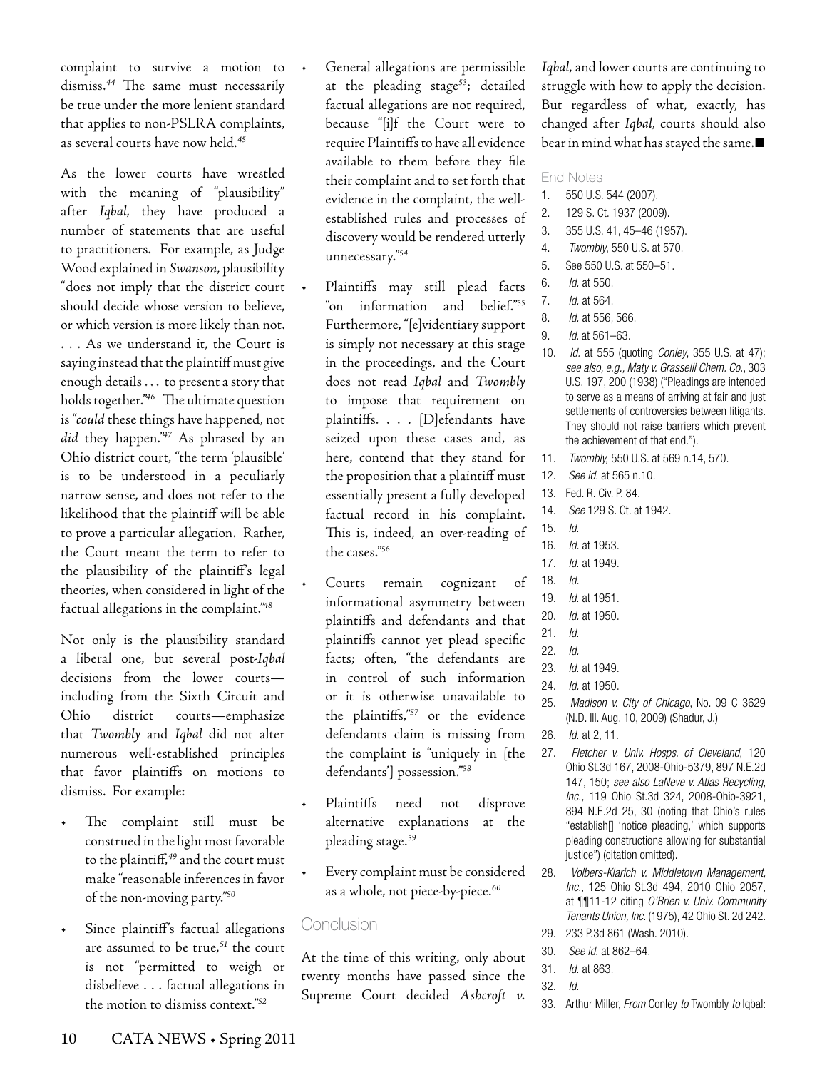complaint to survive a motion to dismiss.[44] The same must necessarily be true under the more lenient standard that applies to non-PSLRA complaints, as several courts have now held.[45]

As the lower courts have wrestled with the meaning of "plausibility" after *Iqbal*, they have produced a number of statements that are useful to practitioners. For example, as Judge Wood explained in *Swanson*, plausibility "does not imply that the district court should decide whose version to believe, or which version is more likely than not. . . . As we understand it, the Court is saying instead that the plaintiff must give enough details . . . to present a story that holds together."[46] The ultimate question is "*could* these things have happened, not *did* they happen."[47] As phrased by an Ohio district court, "the term 'plausible' is to be understood in a peculiarly narrow sense, and does not refer to the likelihood that the plaintiff will be able to prove a particular allegation. Rather, the Court meant the term to refer to the plausibility of the plaintiff's legal theories, when considered in light of the factual allegations in the complaint."[48]

Not only is the plausibility standard a liberal one, but several post-*Iqbal* decisions from the lower courts—including from the Sixth Circuit and Ohio district courts—emphasize that *Twombly* and *Iqbal* did not alter numerous well-established principles that favor plaintiffs on motions to dismiss. For example:

- The complaint still must be construed in the light most favorable to the plaintiff,[49] and the court must make "reasonable inferences in favor of the non-moving party."[50]
- Since plaintiff's factual allegations are assumed to be true,[51] the court is not "permitted to weigh or disbelieve . . . factual allegations in the motion to dismiss context."[52]
- General allegations are permissible at the pleading stage[53]; detailed factual allegations are not required, because "[i]f the Court were to require Plaintiffs to have all evidence available to them before they file their complaint and to set forth that evidence in the complaint, the well-established rules and processes of discovery would be rendered utterly unnecessary."[54]
- Plaintiffs may still plead facts "on information and belief."[55] Furthermore, "[e]vidientiary support is simply not necessary at this stage in the proceedings, and the Court does not read *Iqbal* and *Twombly* to impose that requirement on plaintiffs. . . . [D]efendants have seized upon these cases and, as here, contend that they stand for the proposition that a plaintiff must essentially present a fully developed factual record in his complaint. This is, indeed, an over-reading of the cases."[56]
- Courts remain cognizant of informational asymmetry between plaintiffs and defendants and that plaintiffs cannot yet plead specific facts; often, "the defendants are in control of such information or it is otherwise unavailable to the plaintiffs,"[57] or the evidence defendants claim is missing from the complaint is "uniquely in [the defendants'] possession."[58]
- Plaintiffs need not disprove alternative explanations at the pleading stage.[59]
- Every complaint must be considered as a whole, not piece-by-piece.[60]

## Conclusion

At the time of this writing, only about twenty months have passed since the Supreme Court decided *Ashcroft v. Iqbal*, and lower courts are continuing to struggle with how to apply the decision. But regardless of what, exactly, has changed after *Iqbal*, courts should also bear in mind what has stayed the same.■

### End Notes

1. 550 U.S. 544 (2007).
2. 129 S. Ct. 1937 (2009).
3. 355 U.S. 41, 45–46 (1957).
4. *Twombly*, 550 U.S. at 570.
5. See 550 U.S. at 550–51.
6. *Id.* at 550.
7. *Id.* at 564.
8. *Id.* at 556, 566.
9. *Id.* at 561–63.
10. *Id.* at 555 (quoting *Conley*, 355 U.S. at 47); *see also, e.g., Maty v. Grasselli Chem. Co.*, 303 U.S. 197, 200 (1938) ("Pleadings are intended to serve as a means of arriving at fair and just settlements of controversies between litigants. They should not raise barriers which prevent the achievement of that end.").
11. *Twombly,* 550 U.S. at 569 n.14, 570.
12. *See id.* at 565 n.10.
13. Fed. R. Civ. P. 84.
14. *See* 129 S. Ct. at 1942.
15. *Id.*
16. *Id.* at 1953.
17. *Id.* at 1949.
18. *Id.*
19. *Id.* at 1951.
20. *Id.* at 1950.
21. *Id.*
22. *Id.*
23. *Id.* at 1949.
24. *Id.* at 1950.
25. *Madison v. City of Chicago*, No. 09 C 3629 (N.D. Ill. Aug. 10, 2009) (Shadur, J.)
26. *Id.* at 2, 11.
27. *Fletcher v. Univ. Hosps. of Cleveland,* 120 Ohio St.3d 167, 2008-Ohio-5379, 897 N.E.2d 147, 150; *see also LaNeve v. Atlas Recycling, Inc.*, 119 Ohio St.3d 324, 2008-Ohio-3921, 894 N.E.2d 25, 30 (noting that Ohio's rules "establish[] 'notice pleading,' which supports pleading constructions allowing for substantial justice") (citation omitted).
28. *Volbers-Klarich v. Middletown Management, Inc.*, 125 Ohio St.3d 494, 2010 Ohio 2057, at ¶¶11-12 citing *O'Brien v. Univ. Community Tenants Union, Inc.* (1975), 42 Ohio St. 2d 242.
29. 233 P.3d 861 (Wash. 2010).
30. *See id.* at 862–64.
31. *Id.* at 863.
32. *Id.*
33. Arthur Miller, *From* Conley *to* Twombly *to* Iqbal: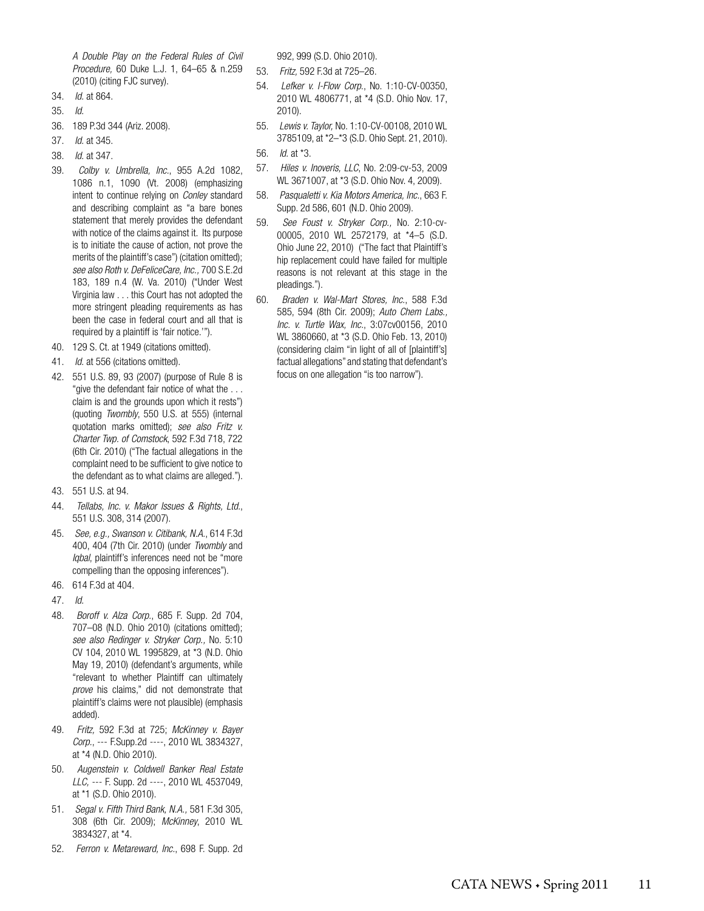*A Double Play on the Federal Rules of Civil Procedure,* 60 Duke L.J. 1, 64–65 & n.259 (2010) (citing FJC survey).

34. *Id.* at 864.
35. *Id.*
36. 189 P.3d 344 (Ariz. 2008).
37. *Id.* at 345.
38. *Id.* at 347.
39. *Colby v. Umbrella, Inc.*, 955 A.2d 1082, 1086 n.1, 1090 (Vt. 2008) (emphasizing intent to continue relying on *Conley* standard and describing complaint as "a bare bones statement that merely provides the defendant with notice of the claims against it. Its purpose is to initiate the cause of action, not prove the merits of the plaintiff's case") (citation omitted); *see also Roth v. DeFeliceCare, Inc.*, 700 S.E.2d 183, 189 n.4 (W. Va. 2010) ("Under West Virginia law . . . this Court has not adopted the more stringent pleading requirements as has been the case in federal court and all that is required by a plaintiff is 'fair notice.'").
40. 129 S. Ct. at 1949 (citations omitted).
41. *Id.* at 556 (citations omitted).
42. 551 U.S. 89, 93 (2007) (purpose of Rule 8 is "give the defendant fair notice of what the . . . claim is and the grounds upon which it rests") (quoting *Twombly*, 550 U.S. at 555) (internal quotation marks omitted); *see also Fritz v. Charter Twp. of Comstock*, 592 F.3d 718, 722 (6th Cir. 2010) ("The factual allegations in the complaint need to be sufficient to give notice to the defendant as to what claims are alleged.").
43. 551 U.S. at 94.
44. *Tellabs, Inc. v. Makor Issues & Rights, Ltd.*, 551 U.S. 308, 314 (2007).
45. *See, e.g., Swanson v. Citibank, N.A.*, 614 F.3d 400, 404 (7th Cir. 2010) (under *Twombly* and *Iqbal*, plaintiff's inferences need not be "more compelling than the opposing inferences").
46. 614 F.3d at 404.
47. *Id.*
48. *Boroff v. Alza Corp.*, 685 F. Supp. 2d 704, 707–08 (N.D. Ohio 2010) (citations omitted); *see also Redinger v. Stryker Corp.,* No. 5:10 CV 104, 2010 WL 1995829, at *3 (N.D. Ohio May 19, 2010) (defendant's arguments, while "relevant to whether Plaintiff can ultimately *prove* his claims," did not demonstrate that plaintiff's claims were not plausible) (emphasis added).
49. *Fritz,* 592 F.3d at 725; *McKinney v. Bayer Corp.*, --- F.Supp.2d ----, 2010 WL 3834327, at *4 (N.D. Ohio 2010).
50. *Augenstein v. Coldwell Banker Real Estate LLC,* --- F. Supp. 2d ----, 2010 WL 4537049, at *1 (S.D. Ohio 2010).
51. *Segal v. Fifth Third Bank, N.A.,* 581 F.3d 305, 308 (6th Cir. 2009); *McKinney*, 2010 WL 3834327, at *4.
52. *Ferron v. Metareward, Inc.*, 698 F. Supp. 2d 992, 999 (S.D. Ohio 2010).
53. *Fritz,* 592 F.3d at 725–26.
54. *Lefker v. I-Flow Corp.*, No. 1:10-CV-00350, 2010 WL 4806771, at *4 (S.D. Ohio Nov. 17, 2010).
55. *Lewis v. Taylor,* No. 1:10-CV-00108, 2010 WL 3785109, at *2–*3 (S.D. Ohio Sept. 21, 2010).
56. *Id.* at *3.
57. *Hiles v. Inoveris, LLC*, No. 2:09-cv-53, 2009 WL 3671007, at *3 (S.D. Ohio Nov. 4, 2009).
58. *Pasqualetti v. Kia Motors America, Inc.*, 663 F. Supp. 2d 586, 601 (N.D. Ohio 2009).
59. *See Foust v. Stryker Corp.,* No. 2:10-cv-00005, 2010 WL 2572179, at *4–5 (S.D. Ohio June 22, 2010) ("The fact that Plaintiff's hip replacement could have failed for multiple reasons is not relevant at this stage in the pleadings.").
60. *Braden v. Wal-Mart Stores, Inc.*, 588 F.3d 585, 594 (8th Cir. 2009); *Auto Chem Labs., Inc. v. Turtle Wax, Inc.*, 3:07cv00156, 2010 WL 3860660, at *3 (S.D. Ohio Feb. 13, 2010) (considering claim "in light of all of [plaintiff's] factual allegations" and stating that defendant's focus on one allegation "is too narrow").